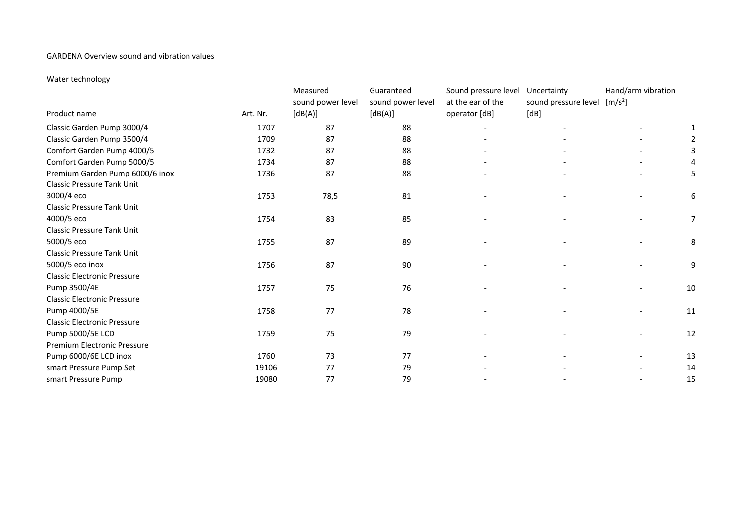GARDENA Overview sound and vibration values

Water technology

| Product name | Art. Nr. | Measured sound power level [dB(A)] | Guaranteed sound power level [dB(A)] | Sound pressure level at the ear of the operator [dB] | Uncertainty sound pressure level [dB] | Hand/arm vibration [m/s²] | |
|---|---|---|---|---|---|---|---|
| Classic Garden Pump 3000/4 | 1707 | 87 | 88 | - | - | - | 1 |
| Classic Garden Pump 3500/4 | 1709 | 87 | 88 | - | - | - | 2 |
| Comfort Garden Pump 4000/5 | 1732 | 87 | 88 | - | - | - | 3 |
| Comfort Garden Pump 5000/5 | 1734 | 87 | 88 | - | - | - | 4 |
| Premium Garden Pump 6000/6 inox | 1736 | 87 | 88 | - | - | - | 5 |
| Classic Pressure Tank Unit 3000/4 eco | 1753 | 78,5 | 81 | - | - | - | 6 |
| Classic Pressure Tank Unit 4000/5 eco | 1754 | 83 | 85 | - | - | - | 7 |
| Classic Pressure Tank Unit 5000/5 eco | 1755 | 87 | 89 | - | - | - | 8 |
| Classic Pressure Tank Unit 5000/5 eco inox | 1756 | 87 | 90 | - | - | - | 9 |
| Classic Electronic Pressure Pump 3500/4E | 1757 | 75 | 76 | - | - | - | 10 |
| Classic Electronic Pressure Pump 4000/5E | 1758 | 77 | 78 | - | - | - | 11 |
| Classic Electronic Pressure Pump 5000/5E LCD | 1759 | 75 | 79 | - | - | - | 12 |
| Premium Electronic Pressure Pump 6000/6E LCD inox | 1760 | 73 | 77 | - | - | - | 13 |
| smart Pressure Pump Set | 19106 | 77 | 79 | - | - | - | 14 |
| smart Pressure Pump | 19080 | 77 | 79 | - | - | - | 15 |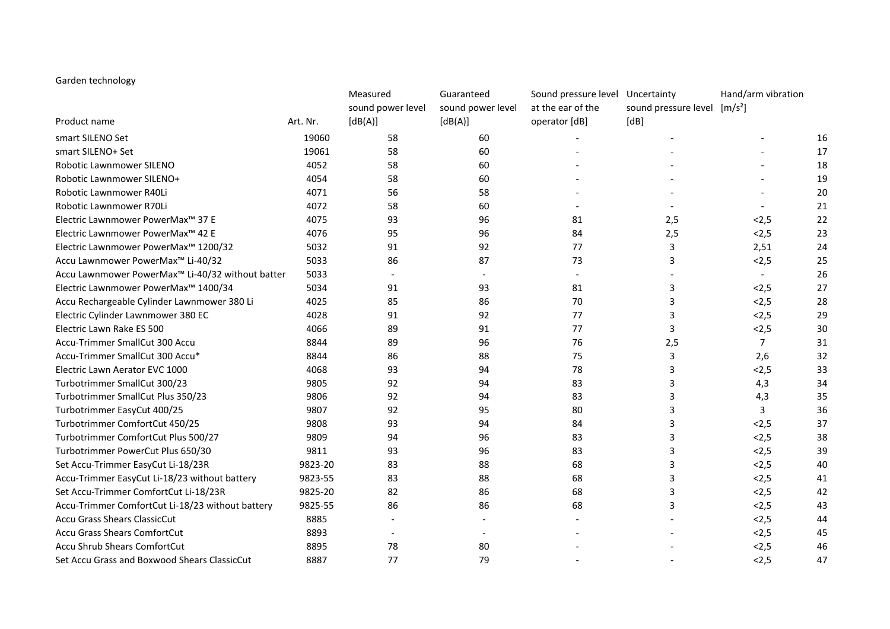Garden technology

| Product name | Art. Nr. | Measured sound power level [dB(A)] | Guaranteed sound power level [dB(A)] | Sound pressure level at the ear of the operator [dB] | Uncertainty sound pressure level [dB] | Hand/arm vibration [m/s²] | |
|---|---|---|---|---|---|---|---|
| smart SILENO Set | 19060 | 58 | 60 | - | - | - | 16 |
| smart SILENO+ Set | 19061 | 58 | 60 | - | - | - | 17 |
| Robotic Lawnmower SILENO | 4052 | 58 | 60 | - | - | - | 18 |
| Robotic Lawnmower SILENO+ | 4054 | 58 | 60 | - | - | - | 19 |
| Robotic Lawnmower R40Li | 4071 | 56 | 58 | - | - | - | 20 |
| Robotic Lawnmower R70Li | 4072 | 58 | 60 | - | - | - | 21 |
| Electric Lawnmower PowerMax™ 37 E | 4075 | 93 | 96 | 81 | 2,5 | <2,5 | 22 |
| Electric Lawnmower PowerMax™ 42 E | 4076 | 95 | 96 | 84 | 2,5 | <2,5 | 23 |
| Electric Lawnmower PowerMax™ 1200/32 | 5032 | 91 | 92 | 77 | 3 | 2,51 | 24 |
| Accu Lawnmower PowerMax™ Li-40/32 | 5033 | 86 | 87 | 73 | 3 | <2,5 | 25 |
| Accu Lawnmower PowerMax™ Li-40/32 without batter | 5033 | - | - | - | - | - | 26 |
| Electric Lawnmower PowerMax™ 1400/34 | 5034 | 91 | 93 | 81 | 3 | <2,5 | 27 |
| Accu Rechargeable Cylinder Lawnmower 380 Li | 4025 | 85 | 86 | 70 | 3 | <2,5 | 28 |
| Electric Cylinder Lawnmower 380 EC | 4028 | 91 | 92 | 77 | 3 | <2,5 | 29 |
| Electric Lawn Rake ES 500 | 4066 | 89 | 91 | 77 | 3 | <2,5 | 30 |
| Accu-Trimmer SmallCut 300 Accu | 8844 | 89 | 96 | 76 | 2,5 | 7 | 31 |
| Accu-Trimmer SmallCut 300 Accu* | 8844 | 86 | 88 | 75 | 3 | 2,6 | 32 |
| Electric Lawn Aerator EVC 1000 | 4068 | 93 | 94 | 78 | 3 | <2,5 | 33 |
| Turbotrimmer SmallCut 300/23 | 9805 | 92 | 94 | 83 | 3 | 4,3 | 34 |
| Turbotrimmer SmallCut Plus 350/23 | 9806 | 92 | 94 | 83 | 3 | 4,3 | 35 |
| Turbotrimmer EasyCut 400/25 | 9807 | 92 | 95 | 80 | 3 | 3 | 36 |
| Turbotrimmer ComfortCut 450/25 | 9808 | 93 | 94 | 84 | 3 | <2,5 | 37 |
| Turbotrimmer ComfortCut Plus 500/27 | 9809 | 94 | 96 | 83 | 3 | <2,5 | 38 |
| Turbotrimmer PowerCut Plus 650/30 | 9811 | 93 | 96 | 83 | 3 | <2,5 | 39 |
| Set Accu-Trimmer EasyCut Li-18/23R | 9823-20 | 83 | 88 | 68 | 3 | <2,5 | 40 |
| Accu-Trimmer EasyCut Li-18/23 without battery | 9823-55 | 83 | 88 | 68 | 3 | <2,5 | 41 |
| Set Accu-Trimmer ComfortCut Li-18/23R | 9825-20 | 82 | 86 | 68 | 3 | <2,5 | 42 |
| Accu-Trimmer ComfortCut Li-18/23 without battery | 9825-55 | 86 | 86 | 68 | 3 | <2,5 | 43 |
| Accu Grass Shears ClassicCut | 8885 | - | - | - | - | <2,5 | 44 |
| Accu Grass Shears ComfortCut | 8893 | - | - | - | - | <2,5 | 45 |
| Accu Shrub Shears ComfortCut | 8895 | 78 | 80 | - | - | <2,5 | 46 |
| Set Accu Grass and Boxwood Shears ClassicCut | 8887 | 77 | 79 | - | - | <2,5 | 47 |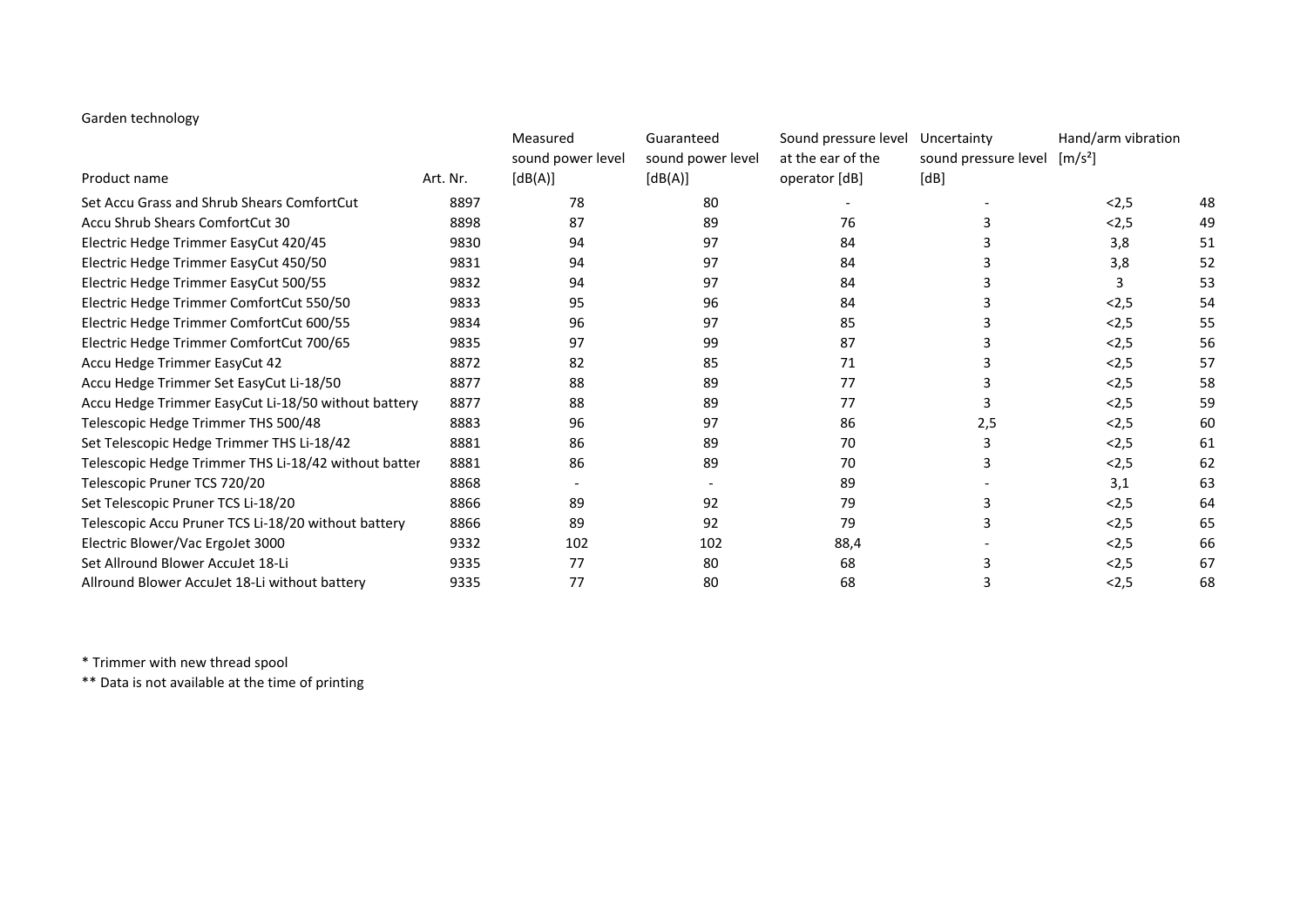Garden technology

| Product name | Art. Nr. | Measured sound power level [dB(A)] | Guaranteed sound power level [dB(A)] | Sound pressure level at the ear of the operator [dB] | Uncertainty sound pressure level [dB] | Hand/arm vibration [m/s²] | |
|---|---|---|---|---|---|---|---|
| Set Accu Grass and Shrub Shears ComfortCut | 8897 | 78 | 80 | - | - | <2,5 | 48 |
| Accu Shrub Shears ComfortCut 30 | 8898 | 87 | 89 | 76 | 3 | <2,5 | 49 |
| Electric Hedge Trimmer EasyCut 420/45 | 9830 | 94 | 97 | 84 | 3 | 3,8 | 51 |
| Electric Hedge Trimmer EasyCut 450/50 | 9831 | 94 | 97 | 84 | 3 | 3,8 | 52 |
| Electric Hedge Trimmer EasyCut 500/55 | 9832 | 94 | 97 | 84 | 3 | 3 | 53 |
| Electric Hedge Trimmer ComfortCut 550/50 | 9833 | 95 | 96 | 84 | 3 | <2,5 | 54 |
| Electric Hedge Trimmer ComfortCut 600/55 | 9834 | 96 | 97 | 85 | 3 | <2,5 | 55 |
| Electric Hedge Trimmer ComfortCut 700/65 | 9835 | 97 | 99 | 87 | 3 | <2,5 | 56 |
| Accu Hedge Trimmer EasyCut 42 | 8872 | 82 | 85 | 71 | 3 | <2,5 | 57 |
| Accu Hedge Trimmer Set EasyCut Li-18/50 | 8877 | 88 | 89 | 77 | 3 | <2,5 | 58 |
| Accu Hedge Trimmer EasyCut Li-18/50 without battery | 8877 | 88 | 89 | 77 | 3 | <2,5 | 59 |
| Telescopic Hedge Trimmer THS 500/48 | 8883 | 96 | 97 | 86 | 2,5 | <2,5 | 60 |
| Set Telescopic Hedge Trimmer THS Li-18/42 | 8881 | 86 | 89 | 70 | 3 | <2,5 | 61 |
| Telescopic Hedge Trimmer THS Li-18/42 without batter | 8881 | 86 | 89 | 70 | 3 | <2,5 | 62 |
| Telescopic Pruner TCS 720/20 | 8868 | - | - | 89 | - | 3,1 | 63 |
| Set Telescopic Pruner TCS Li-18/20 | 8866 | 89 | 92 | 79 | 3 | <2,5 | 64 |
| Telescopic Accu Pruner TCS Li-18/20 without battery | 8866 | 89 | 92 | 79 | 3 | <2,5 | 65 |
| Electric Blower/Vac ErgoJet 3000 | 9332 | 102 | 102 | 88,4 | - | <2,5 | 66 |
| Set Allround Blower AccuJet 18-Li | 9335 | 77 | 80 | 68 | 3 | <2,5 | 67 |
| Allround Blower AccuJet 18-Li without battery | 9335 | 77 | 80 | 68 | 3 | <2,5 | 68 |

* Trimmer with new thread spool

** Data is not available at the time of printing